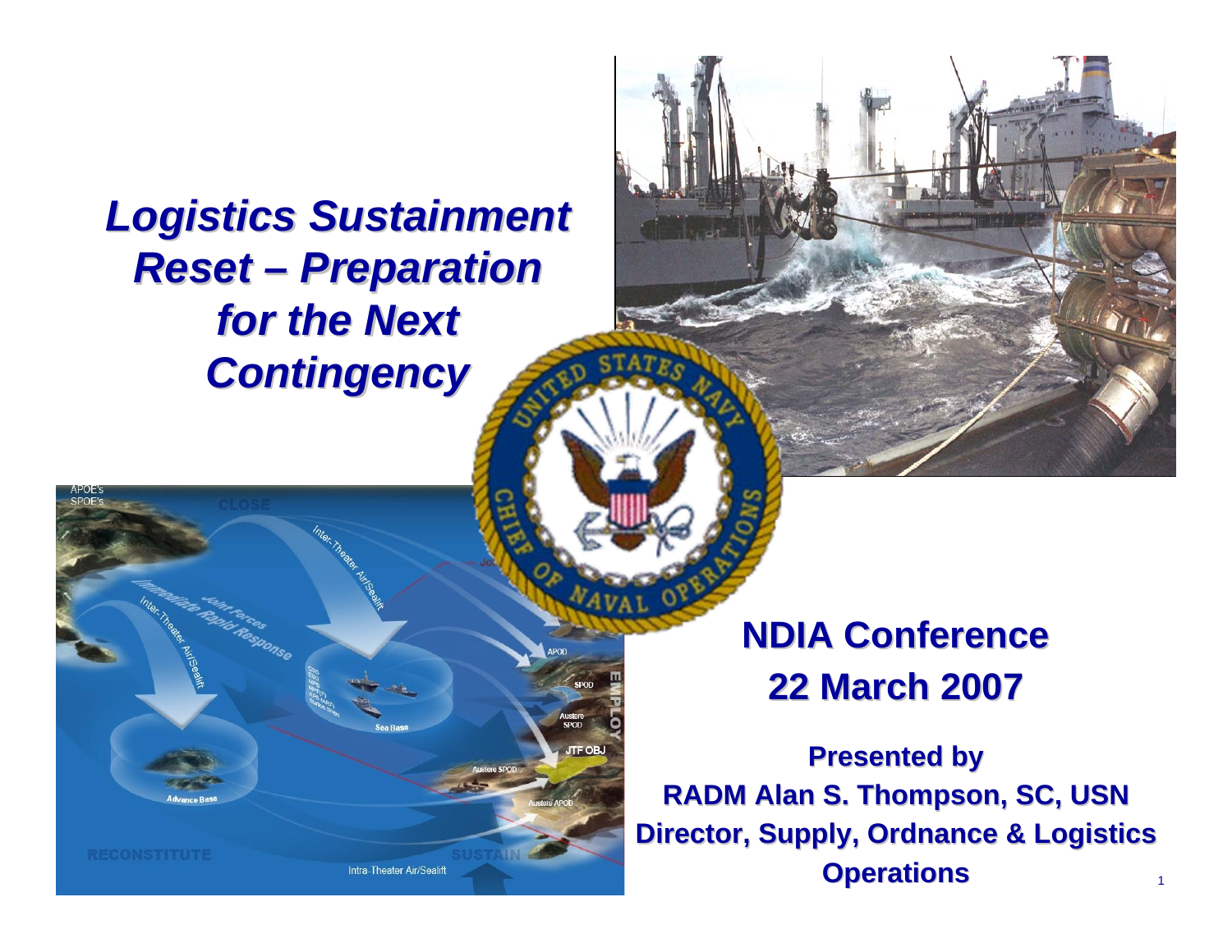# *Logistics Sustainment Reset – Preparation for the Next Contingency*

## NDIA Conference
## 22 March 2007

**Presented by**
**RADM Alan S. Thompson, SC, USN**
**Director, Supply, Ordnance & Logistics Operations**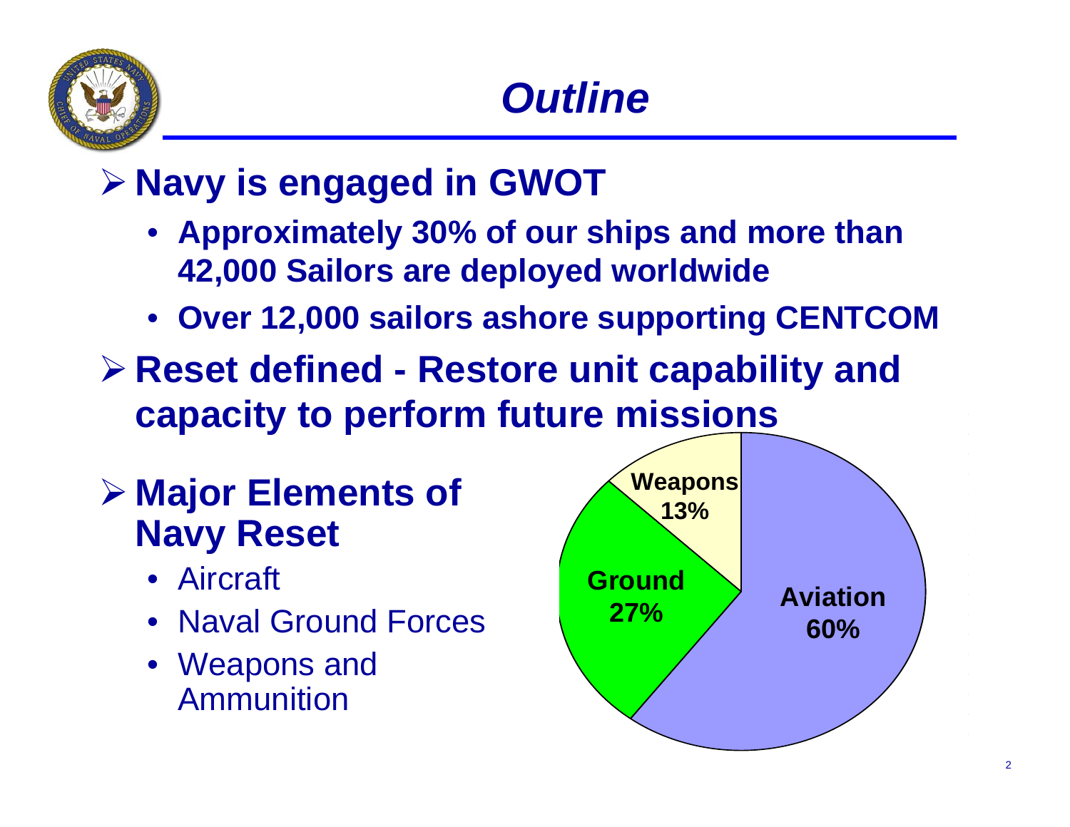# *Outline*

- **Navy is engaged in GWOT**
  - **Approximately 30% of our ships and more than 42,000 Sailors are deployed worldwide**
  - **Over 12,000 sailors ashore supporting CENTCOM**
- **Reset defined - Restore unit capability and capacity to perform future missions**
- **Major Elements of Navy Reset**
  - Aircraft
  - Naval Ground Forces
  - Weapons and Ammunition

| Element | Share |
| --- | --- |
| Aviation | 60% |
| Ground | 27% |
| Weapons | 13% |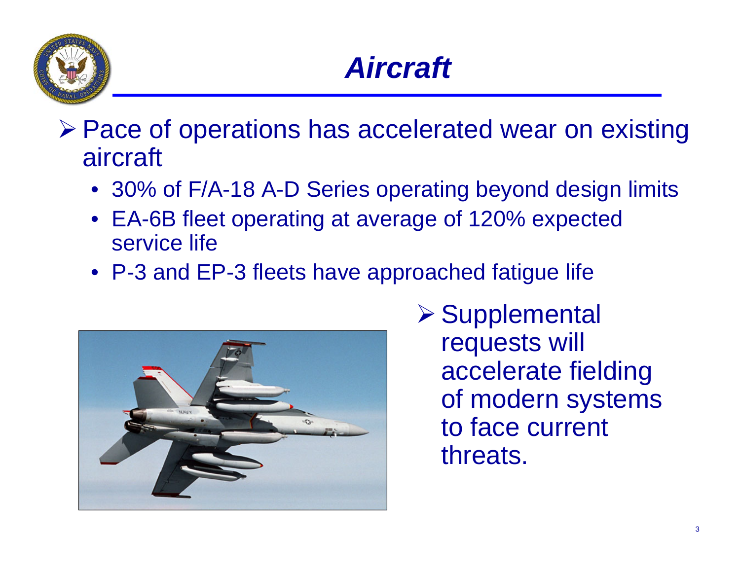# Aircraft

- Pace of operations has accelerated wear on existing aircraft
  - 30% of F/A-18 A-D Series operating beyond design limits
  - EA-6B fleet operating at average of 120% expected service life
  - P-3 and EP-3 fleets have approached fatigue life

- Supplemental requests will accelerate fielding of modern systems to face current threats.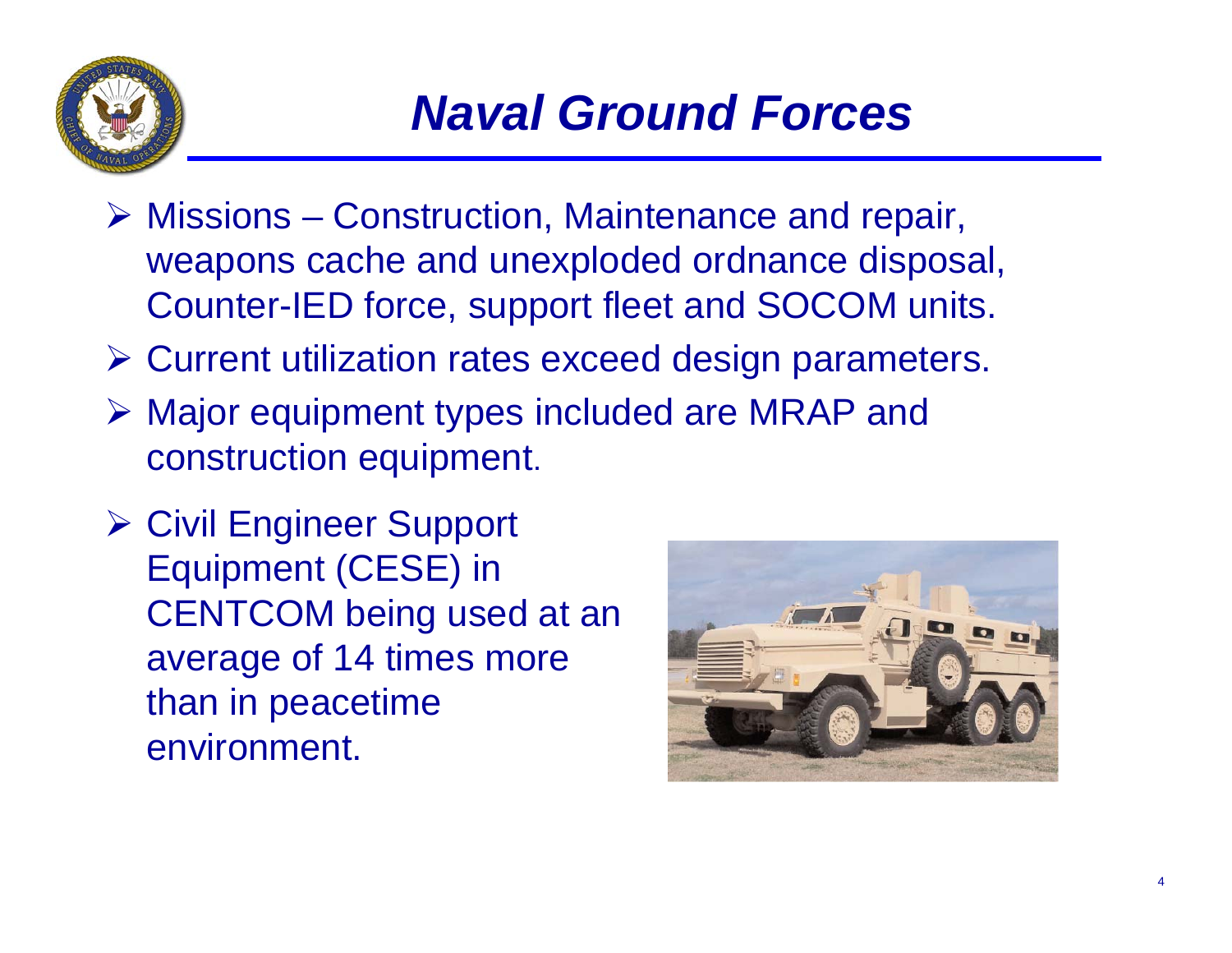# *Naval Ground Forces*

- Missions – Construction, Maintenance and repair, weapons cache and unexploded ordnance disposal, Counter-IED force, support fleet and SOCOM units.
- Current utilization rates exceed design parameters.
- Major equipment types included are MRAP and construction equipment.
- Civil Engineer Support Equipment (CESE) in CENTCOM being used at an average of 14 times more than in peacetime environment.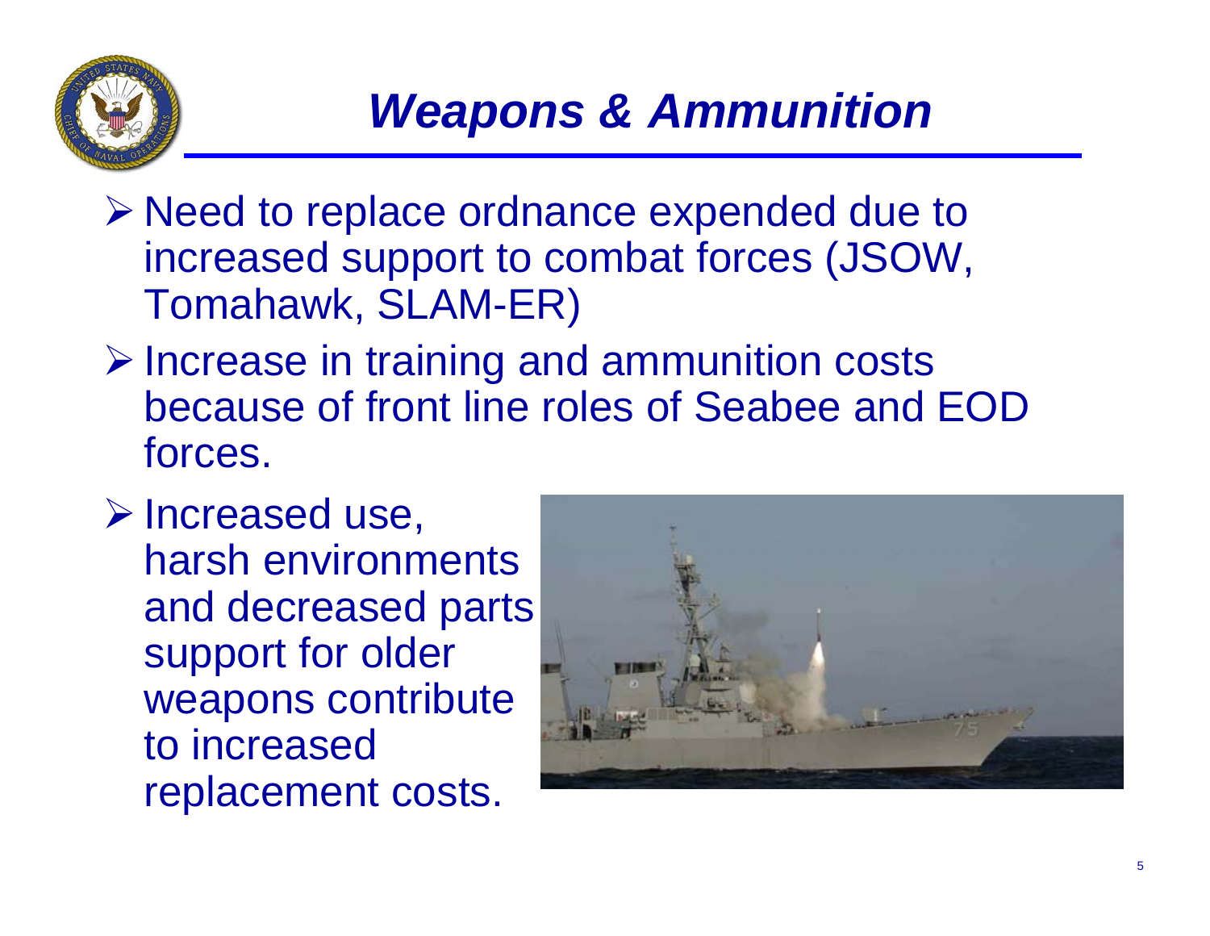# *Weapons & Ammunition*

- Need to replace ordnance expended due to increased support to combat forces (JSOW, Tomahawk, SLAM-ER)
- Increase in training and ammunition costs because of front line roles of Seabee and EOD forces.
- Increased use, harsh environments and decreased parts support for older weapons contribute to increased replacement costs.